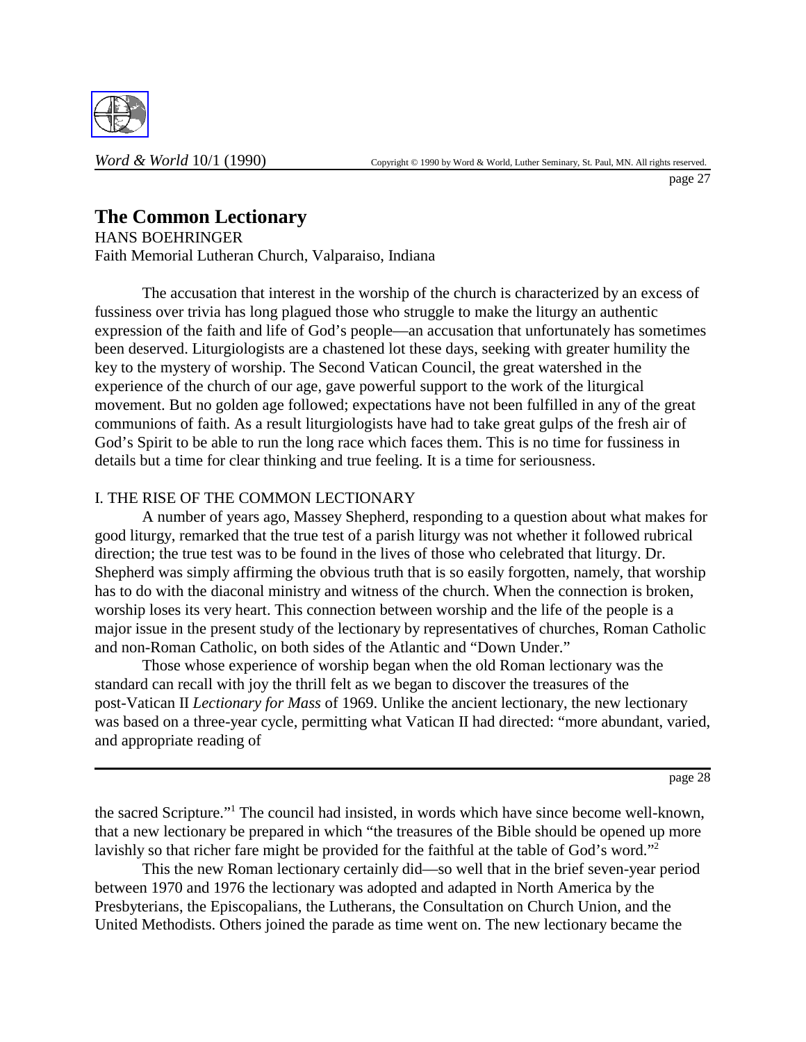# The Common Lectionary

HANS BOEHRINGER
Faith Memorial Lutheran Church, Valparaiso, Indiana

The accusation that interest in the worship of the church is characterized by an excess of fussiness over trivia has long plagued those who struggle to make the liturgy an authentic expression of the faith and life of God's people—an accusation that unfortunately has sometimes been deserved. Liturgiologists are a chastened lot these days, seeking with greater humility the key to the mystery of worship. The Second Vatican Council, the great watershed in the experience of the church of our age, gave powerful support to the work of the liturgical movement. But no golden age followed; expectations have not been fulfilled in any of the great communions of faith. As a result liturgiologists have had to take great gulps of the fresh air of God's Spirit to be able to run the long race which faces them. This is no time for fussiness in details but a time for clear thinking and true feeling. It is a time for seriousness.

## I. THE RISE OF THE COMMON LECTIONARY

A number of years ago, Massey Shepherd, responding to a question about what makes for good liturgy, remarked that the true test of a parish liturgy was not whether it followed rubrical direction; the true test was to be found in the lives of those who celebrated that liturgy. Dr. Shepherd was simply affirming the obvious truth that is so easily forgotten, namely, that worship has to do with the diaconal ministry and witness of the church. When the connection is broken, worship loses its very heart. This connection between worship and the life of the people is a major issue in the present study of the lectionary by representatives of churches, Roman Catholic and non-Roman Catholic, on both sides of the Atlantic and "Down Under."

Those whose experience of worship began when the old Roman lectionary was the standard can recall with joy the thrill felt as we began to discover the treasures of the post-Vatican II *Lectionary for Mass* of 1969. Unlike the ancient lectionary, the new lectionary was based on a three-year cycle, permitting what Vatican II had directed: "more abundant, varied, and appropriate reading of the sacred Scripture."[1] The council had insisted, in words which have since become well-known, that a new lectionary be prepared in which "the treasures of the Bible should be opened up more lavishly so that richer fare might be provided for the faithful at the table of God's word."[2]

This the new Roman lectionary certainly did—so well that in the brief seven-year period between 1970 and 1976 the lectionary was adopted and adapted in North America by the Presbyterians, the Episcopalians, the Lutherans, the Consultation on Church Union, and the United Methodists. Others joined the parade as time went on. The new lectionary became the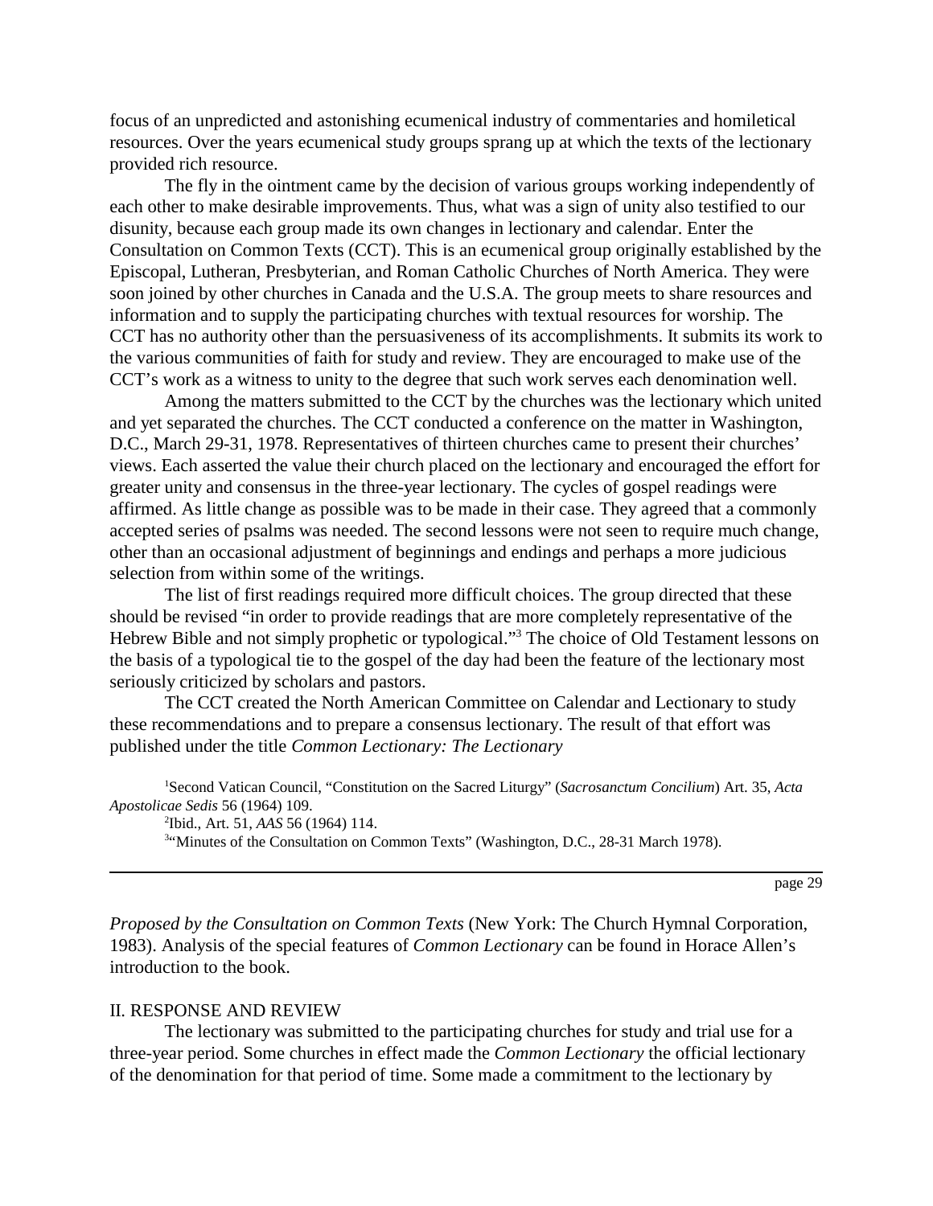focus of an unpredicted and astonishing ecumenical industry of commentaries and homiletical resources. Over the years ecumenical study groups sprang up at which the texts of the lectionary provided rich resource.

The fly in the ointment came by the decision of various groups working independently of each other to make desirable improvements. Thus, what was a sign of unity also testified to our disunity, because each group made its own changes in lectionary and calendar. Enter the Consultation on Common Texts (CCT). This is an ecumenical group originally established by the Episcopal, Lutheran, Presbyterian, and Roman Catholic Churches of North America. They were soon joined by other churches in Canada and the U.S.A. The group meets to share resources and information and to supply the participating churches with textual resources for worship. The CCT has no authority other than the persuasiveness of its accomplishments. It submits its work to the various communities of faith for study and review. They are encouraged to make use of the CCT's work as a witness to unity to the degree that such work serves each denomination well.

Among the matters submitted to the CCT by the churches was the lectionary which united and yet separated the churches. The CCT conducted a conference on the matter in Washington, D.C., March 29-31, 1978. Representatives of thirteen churches came to present their churches' views. Each asserted the value their church placed on the lectionary and encouraged the effort for greater unity and consensus in the three-year lectionary. The cycles of gospel readings were affirmed. As little change as possible was to be made in their case. They agreed that a commonly accepted series of psalms was needed. The second lessons were not seen to require much change, other than an occasional adjustment of beginnings and endings and perhaps a more judicious selection from within some of the writings.

The list of first readings required more difficult choices. The group directed that these should be revised "in order to provide readings that are more completely representative of the Hebrew Bible and not simply prophetic or typological."[3] The choice of Old Testament lessons on the basis of a typological tie to the gospel of the day had been the feature of the lectionary most seriously criticized by scholars and pastors.

The CCT created the North American Committee on Calendar and Lectionary to study these recommendations and to prepare a consensus lectionary. The result of that effort was published under the title *Common Lectionary: The Lectionary Proposed by the Consultation on Common Texts* (New York: The Church Hymnal Corporation, 1983). Analysis of the special features of *Common Lectionary* can be found in Horace Allen's introduction to the book.

[1]Second Vatican Council, "Constitution on the Sacred Liturgy" (*Sacrosanctum Concilium*) Art. 35, *Acta Apostolicae Sedis* 56 (1964) 109.

[2]Ibid., Art. 51, *AAS* 56 (1964) 114.

[3]"Minutes of the Consultation on Common Texts" (Washington, D.C., 28-31 March 1978).

## II. RESPONSE AND REVIEW

The lectionary was submitted to the participating churches for study and trial use for a three-year period. Some churches in effect made the *Common Lectionary* the official lectionary of the denomination for that period of time. Some made a commitment to the lectionary by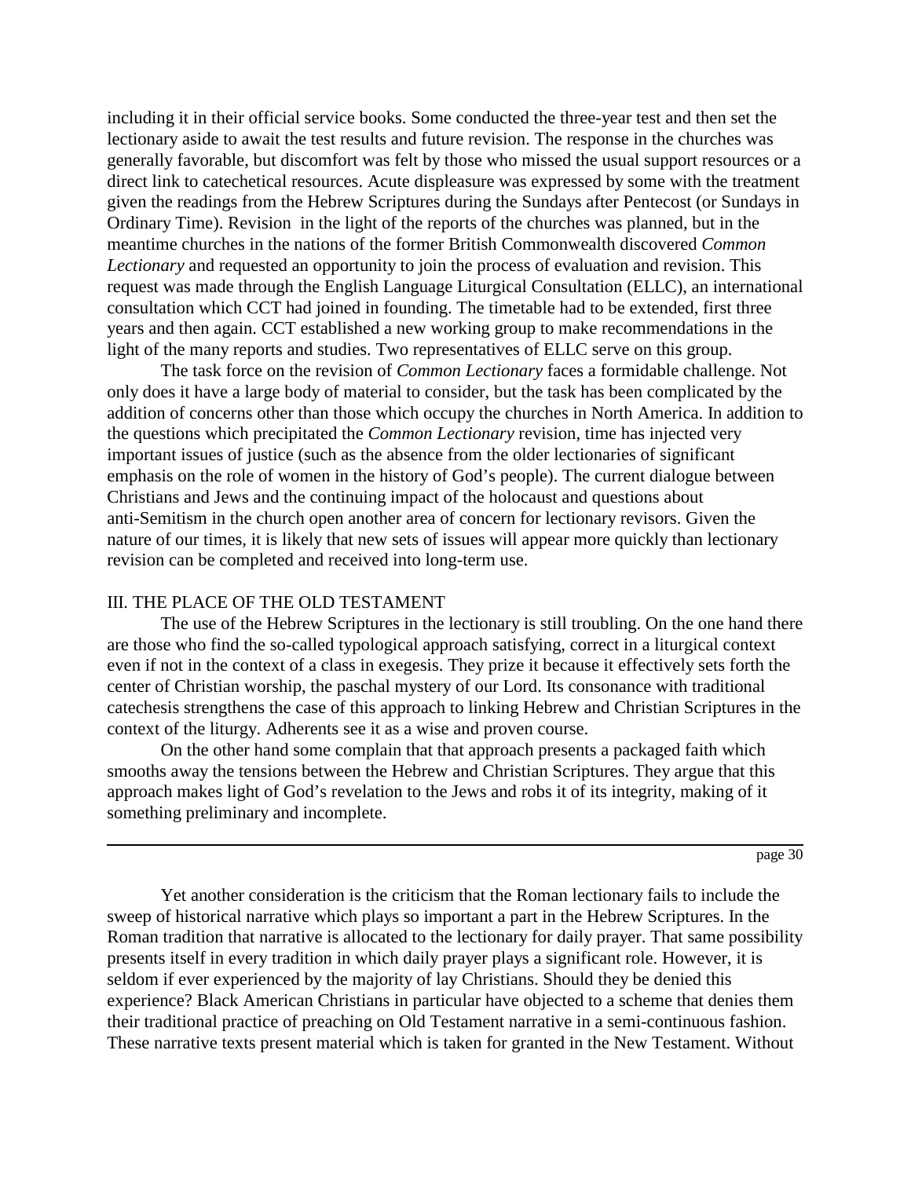including it in their official service books. Some conducted the three-year test and then set the lectionary aside to await the test results and future revision. The response in the churches was generally favorable, but discomfort was felt by those who missed the usual support resources or a direct link to catechetical resources. Acute displeasure was expressed by some with the treatment given the readings from the Hebrew Scriptures during the Sundays after Pentecost (or Sundays in Ordinary Time). Revision in the light of the reports of the churches was planned, but in the meantime churches in the nations of the former British Commonwealth discovered *Common Lectionary* and requested an opportunity to join the process of evaluation and revision. This request was made through the English Language Liturgical Consultation (ELLC), an international consultation which CCT had joined in founding. The timetable had to be extended, first three years and then again. CCT established a new working group to make recommendations in the light of the many reports and studies. Two representatives of ELLC serve on this group.

The task force on the revision of *Common Lectionary* faces a formidable challenge. Not only does it have a large body of material to consider, but the task has been complicated by the addition of concerns other than those which occupy the churches in North America. In addition to the questions which precipitated the *Common Lectionary* revision, time has injected very important issues of justice (such as the absence from the older lectionaries of significant emphasis on the role of women in the history of God's people). The current dialogue between Christians and Jews and the continuing impact of the holocaust and questions about anti-Semitism in the church open another area of concern for lectionary revisors. Given the nature of our times, it is likely that new sets of issues will appear more quickly than lectionary revision can be completed and received into long-term use.

## III. THE PLACE OF THE OLD TESTAMENT

The use of the Hebrew Scriptures in the lectionary is still troubling. On the one hand there are those who find the so-called typological approach satisfying, correct in a liturgical context even if not in the context of a class in exegesis. They prize it because it effectively sets forth the center of Christian worship, the paschal mystery of our Lord. Its consonance with traditional catechesis strengthens the case of this approach to linking Hebrew and Christian Scriptures in the context of the liturgy. Adherents see it as a wise and proven course.

On the other hand some complain that that approach presents a packaged faith which smooths away the tensions between the Hebrew and Christian Scriptures. They argue that this approach makes light of God's revelation to the Jews and robs it of its integrity, making of it something preliminary and incomplete.

Yet another consideration is the criticism that the Roman lectionary fails to include the sweep of historical narrative which plays so important a part in the Hebrew Scriptures. In the Roman tradition that narrative is allocated to the lectionary for daily prayer. That same possibility presents itself in every tradition in which daily prayer plays a significant role. However, it is seldom if ever experienced by the majority of lay Christians. Should they be denied this experience? Black American Christians in particular have objected to a scheme that denies them their traditional practice of preaching on Old Testament narrative in a semi-continuous fashion. These narrative texts present material which is taken for granted in the New Testament. Without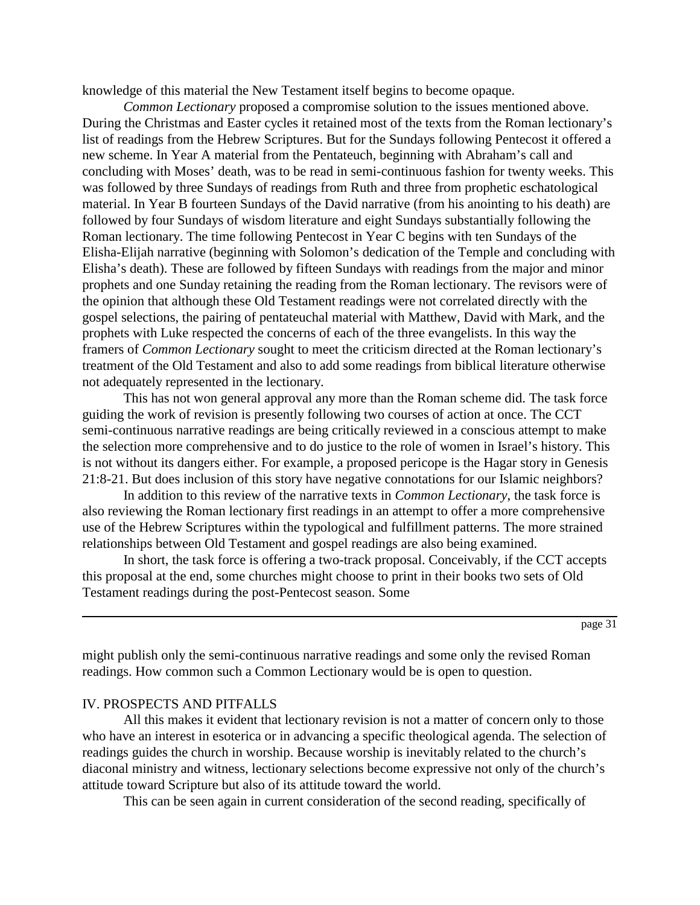knowledge of this material the New Testament itself begins to become opaque.

*Common Lectionary* proposed a compromise solution to the issues mentioned above. During the Christmas and Easter cycles it retained most of the texts from the Roman lectionary's list of readings from the Hebrew Scriptures. But for the Sundays following Pentecost it offered a new scheme. In Year A material from the Pentateuch, beginning with Abraham's call and concluding with Moses' death, was to be read in semi-continuous fashion for twenty weeks. This was followed by three Sundays of readings from Ruth and three from prophetic eschatological material. In Year B fourteen Sundays of the David narrative (from his anointing to his death) are followed by four Sundays of wisdom literature and eight Sundays substantially following the Roman lectionary. The time following Pentecost in Year C begins with ten Sundays of the Elisha-Elijah narrative (beginning with Solomon's dedication of the Temple and concluding with Elisha's death). These are followed by fifteen Sundays with readings from the major and minor prophets and one Sunday retaining the reading from the Roman lectionary. The revisors were of the opinion that although these Old Testament readings were not correlated directly with the gospel selections, the pairing of pentateuchal material with Matthew, David with Mark, and the prophets with Luke respected the concerns of each of the three evangelists. In this way the framers of *Common Lectionary* sought to meet the criticism directed at the Roman lectionary's treatment of the Old Testament and also to add some readings from biblical literature otherwise not adequately represented in the lectionary.

This has not won general approval any more than the Roman scheme did. The task force guiding the work of revision is presently following two courses of action at once. The CCT semi-continuous narrative readings are being critically reviewed in a conscious attempt to make the selection more comprehensive and to do justice to the role of women in Israel's history. This is not without its dangers either. For example, a proposed pericope is the Hagar story in Genesis 21:8-21. But does inclusion of this story have negative connotations for our Islamic neighbors?

In addition to this review of the narrative texts in *Common Lectionary*, the task force is also reviewing the Roman lectionary first readings in an attempt to offer a more comprehensive use of the Hebrew Scriptures within the typological and fulfillment patterns. The more strained relationships between Old Testament and gospel readings are also being examined.

In short, the task force is offering a two-track proposal. Conceivably, if the CCT accepts this proposal at the end, some churches might choose to print in their books two sets of Old Testament readings during the post-Pentecost season. Some might publish only the semi-continuous narrative readings and some only the revised Roman readings. How common such a Common Lectionary would be is open to question.

## IV. PROSPECTS AND PITFALLS

All this makes it evident that lectionary revision is not a matter of concern only to those who have an interest in esoterica or in advancing a specific theological agenda. The selection of readings guides the church in worship. Because worship is inevitably related to the church's diaconal ministry and witness, lectionary selections become expressive not only of the church's attitude toward Scripture but also of its attitude toward the world.

This can be seen again in current consideration of the second reading, specifically of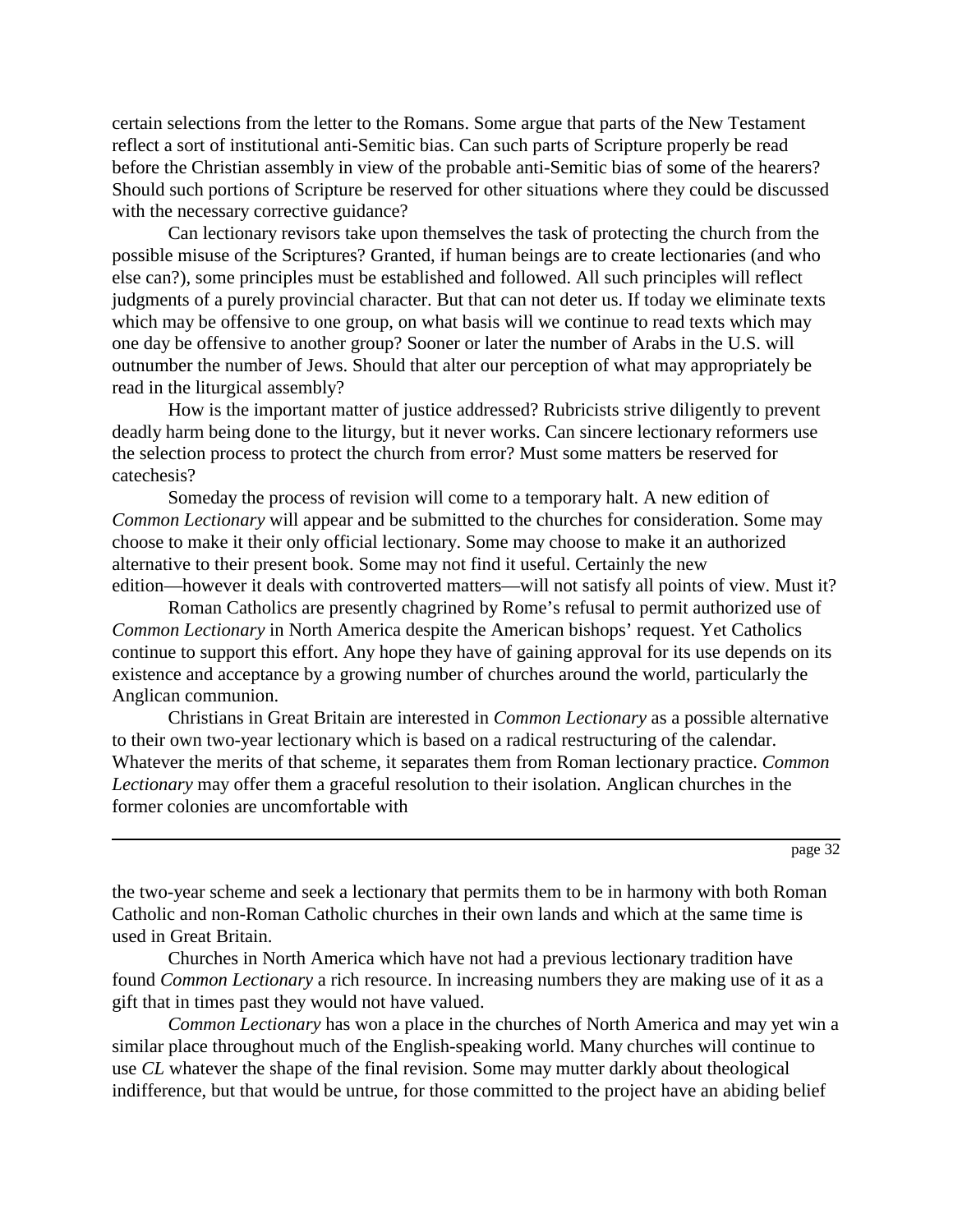certain selections from the letter to the Romans. Some argue that parts of the New Testament reflect a sort of institutional anti-Semitic bias. Can such parts of Scripture properly be read before the Christian assembly in view of the probable anti-Semitic bias of some of the hearers? Should such portions of Scripture be reserved for other situations where they could be discussed with the necessary corrective guidance?

Can lectionary revisors take upon themselves the task of protecting the church from the possible misuse of the Scriptures? Granted, if human beings are to create lectionaries (and who else can?), some principles must be established and followed. All such principles will reflect judgments of a purely provincial character. But that can not deter us. If today we eliminate texts which may be offensive to one group, on what basis will we continue to read texts which may one day be offensive to another group? Sooner or later the number of Arabs in the U.S. will outnumber the number of Jews. Should that alter our perception of what may appropriately be read in the liturgical assembly?

How is the important matter of justice addressed? Rubricists strive diligently to prevent deadly harm being done to the liturgy, but it never works. Can sincere lectionary reformers use the selection process to protect the church from error? Must some matters be reserved for catechesis?

Someday the process of revision will come to a temporary halt. A new edition of *Common Lectionary* will appear and be submitted to the churches for consideration. Some may choose to make it their only official lectionary. Some may choose to make it an authorized alternative to their present book. Some may not find it useful. Certainly the new edition—however it deals with controverted matters—will not satisfy all points of view. Must it?

Roman Catholics are presently chagrined by Rome's refusal to permit authorized use of *Common Lectionary* in North America despite the American bishops' request. Yet Catholics continue to support this effort. Any hope they have of gaining approval for its use depends on its existence and acceptance by a growing number of churches around the world, particularly the Anglican communion.

Christians in Great Britain are interested in *Common Lectionary* as a possible alternative to their own two-year lectionary which is based on a radical restructuring of the calendar. Whatever the merits of that scheme, it separates them from Roman lectionary practice. *Common Lectionary* may offer them a graceful resolution to their isolation. Anglican churches in the former colonies are uncomfortable with the two-year scheme and seek a lectionary that permits them to be in harmony with both Roman Catholic and non-Roman Catholic churches in their own lands and which at the same time is used in Great Britain.

Churches in North America which have not had a previous lectionary tradition have found *Common Lectionary* a rich resource. In increasing numbers they are making use of it as a gift that in times past they would not have valued.

*Common Lectionary* has won a place in the churches of North America and may yet win a similar place throughout much of the English-speaking world. Many churches will continue to use *CL* whatever the shape of the final revision. Some may mutter darkly about theological indifference, but that would be untrue, for those committed to the project have an abiding belief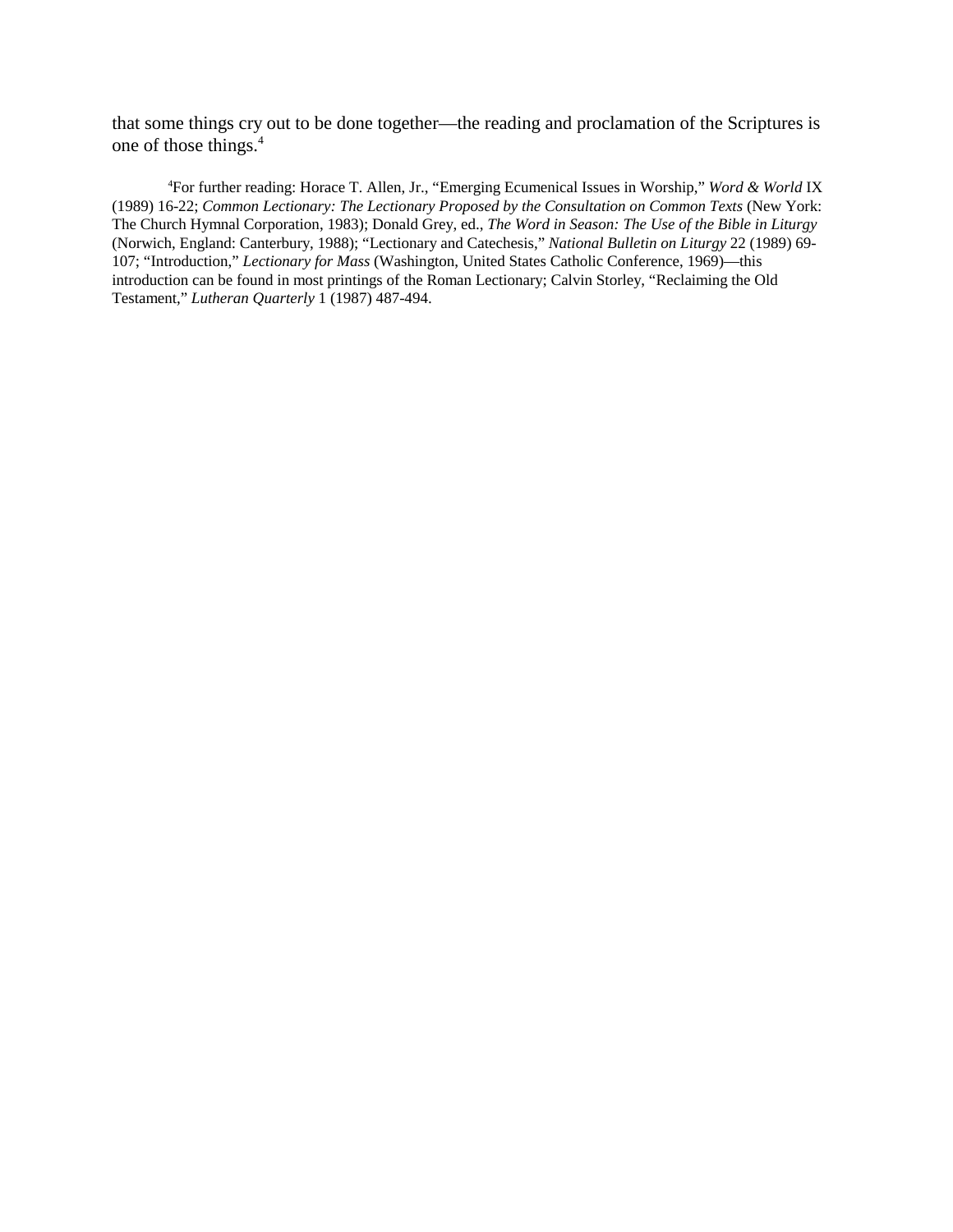that some things cry out to be done together—the reading and proclamation of the Scriptures is one of those things.[4]

[4]For further reading: Horace T. Allen, Jr., "Emerging Ecumenical Issues in Worship," *Word & World* IX (1989) 16-22; *Common Lectionary: The Lectionary Proposed by the Consultation on Common Texts* (New York: The Church Hymnal Corporation, 1983); Donald Grey, ed., *The Word in Season: The Use of the Bible in Liturgy* (Norwich, England: Canterbury, 1988); "Lectionary and Catechesis," *National Bulletin on Liturgy* 22 (1989) 69-107; "Introduction," *Lectionary for Mass* (Washington, United States Catholic Conference, 1969)—this introduction can be found in most printings of the Roman Lectionary; Calvin Storley, "Reclaiming the Old Testament," *Lutheran Quarterly* 1 (1987) 487-494.